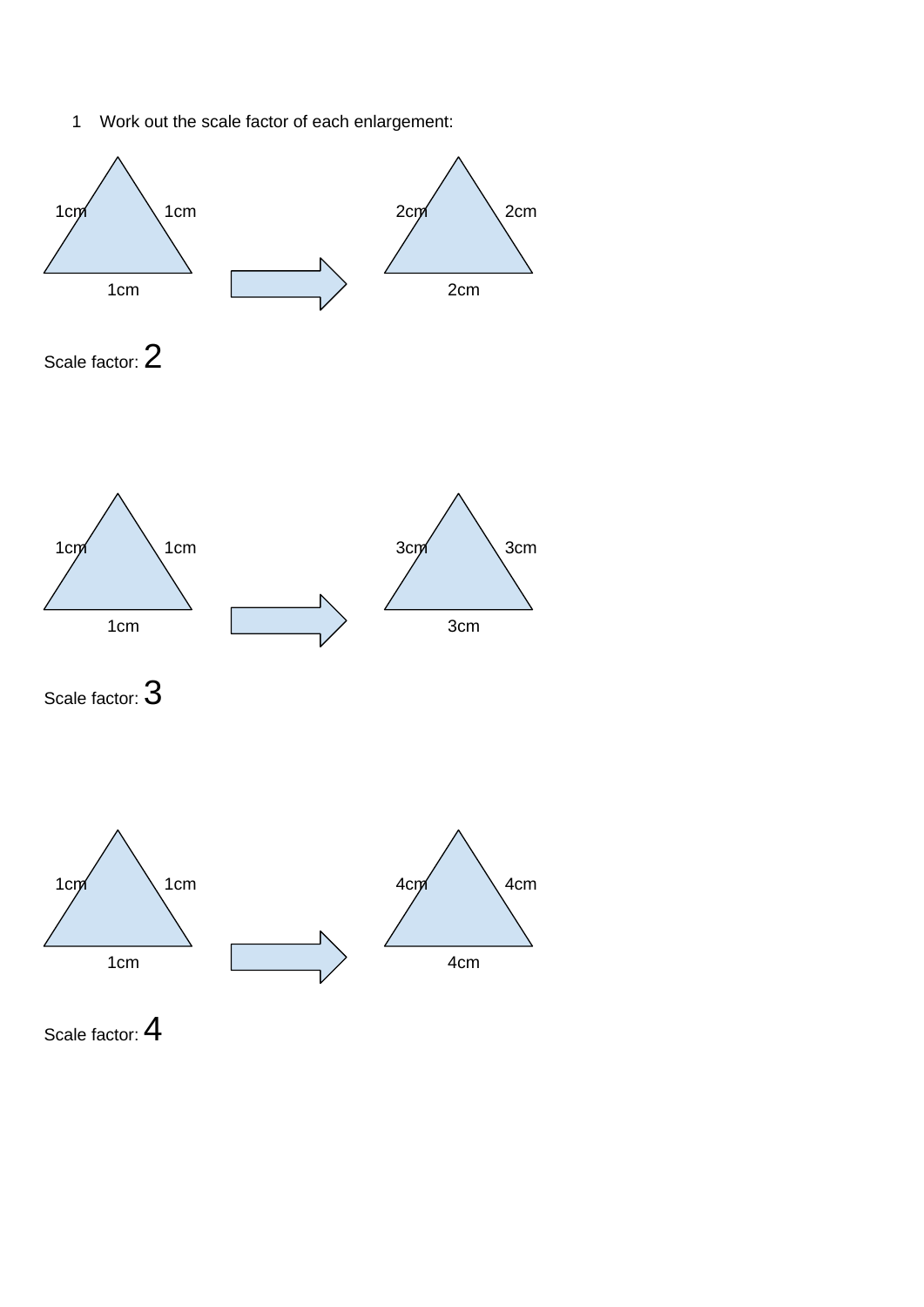1 Work out the scale factor of each enlargement:

1cm 1cm 1cm → 2cm 2cm 2cm

Scale factor: 2

1cm 1cm 1cm → 3cm 3cm 3cm

Scale factor: 3

1cm 1cm 1cm → 4cm 4cm 4cm

Scale factor: 4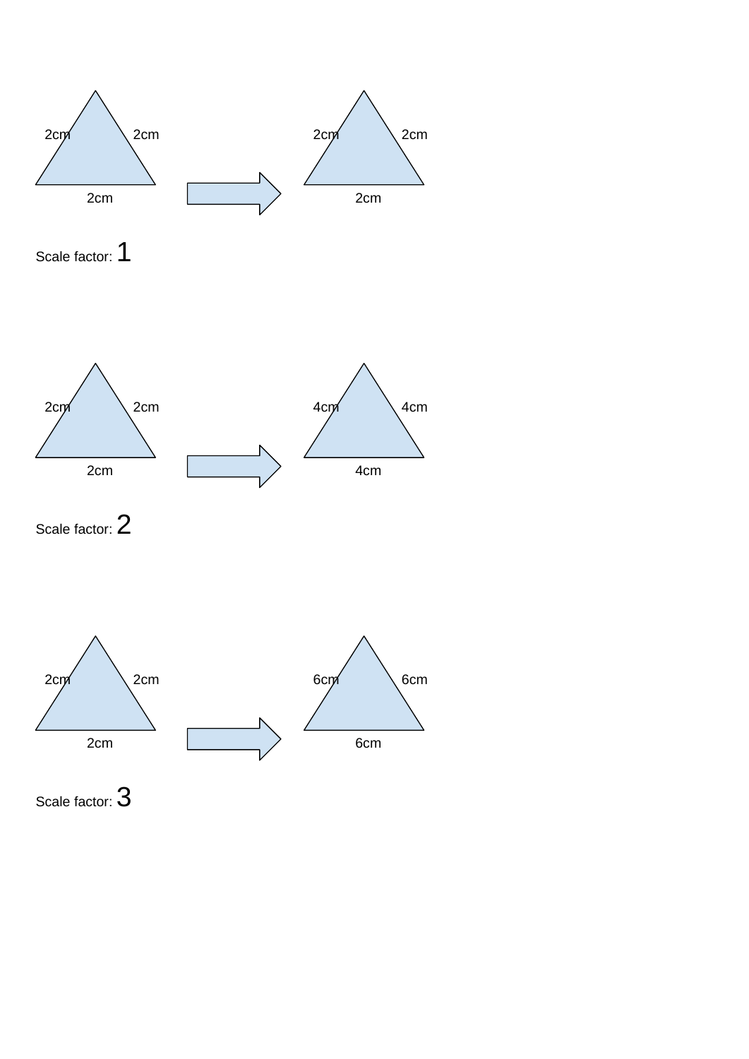2cm 2cm 2cm → 2cm 2cm 2cm

Scale factor: 1

2cm 2cm 2cm → 4cm 4cm 4cm

Scale factor: 2

2cm 2cm 2cm → 6cm 6cm 6cm

Scale factor: 3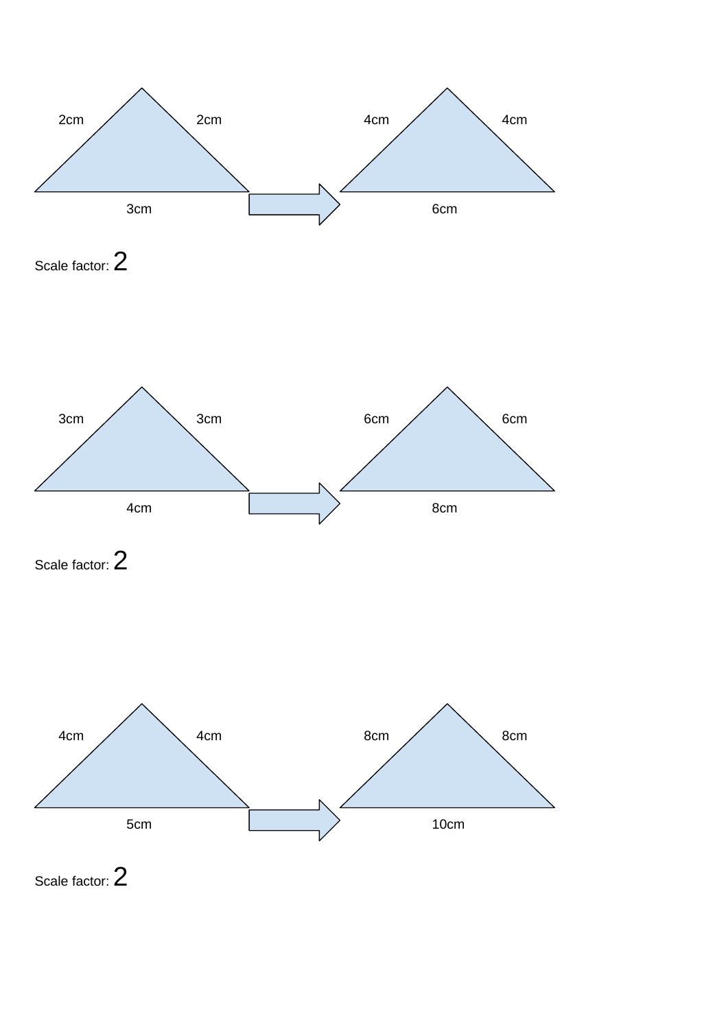2cm 2cm

3cm

4cm 4cm

6cm

Scale factor: 2

3cm 3cm

4cm

6cm 6cm

8cm

Scale factor: 2

4cm 4cm

5cm

8cm 8cm

10cm

Scale factor: 2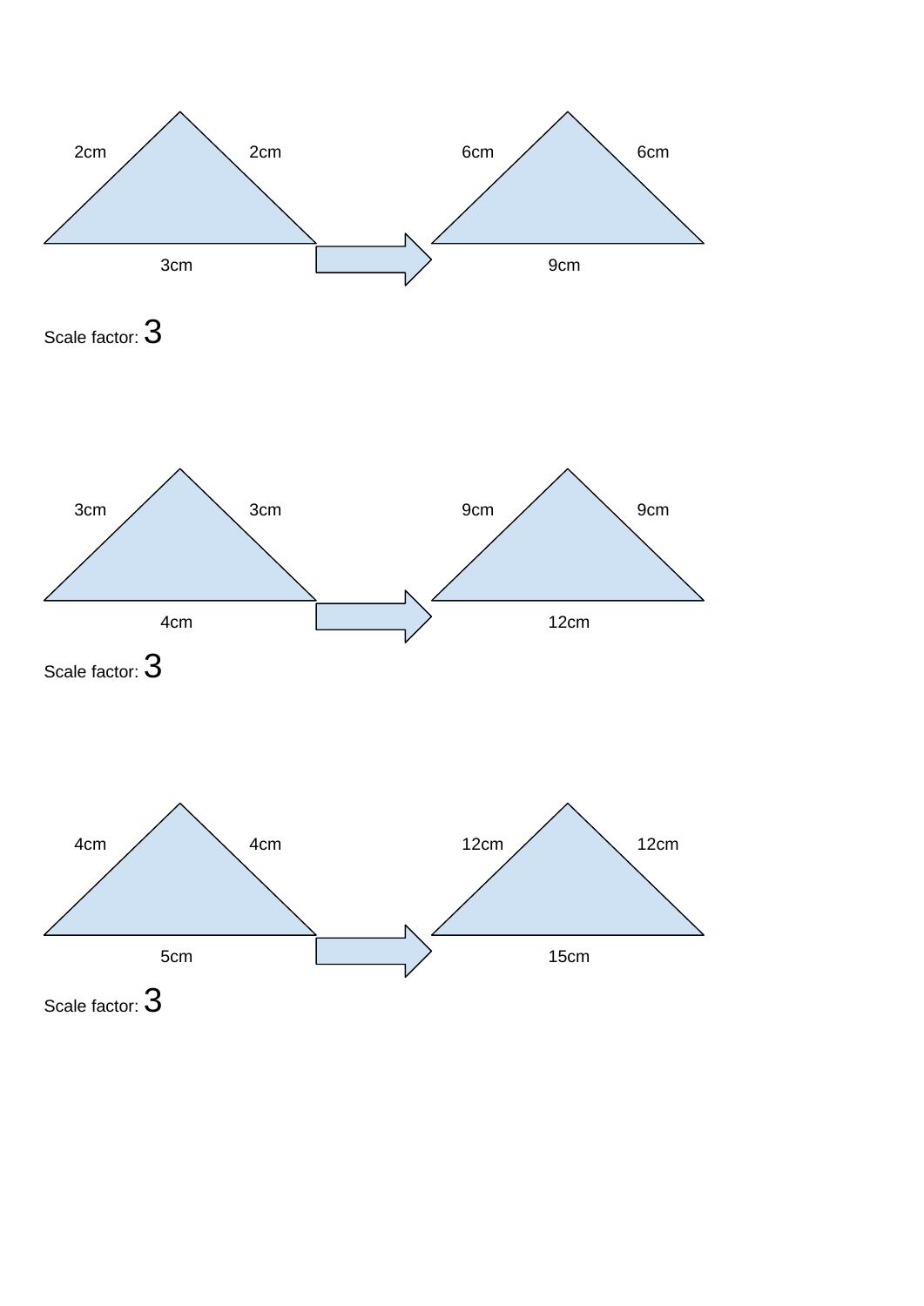2cm 2cm

3cm

6cm 6cm

9cm

Scale factor: 3

3cm 3cm

4cm

9cm 9cm

12cm

Scale factor: 3

4cm 4cm

5cm

12cm 12cm

15cm

Scale factor: 3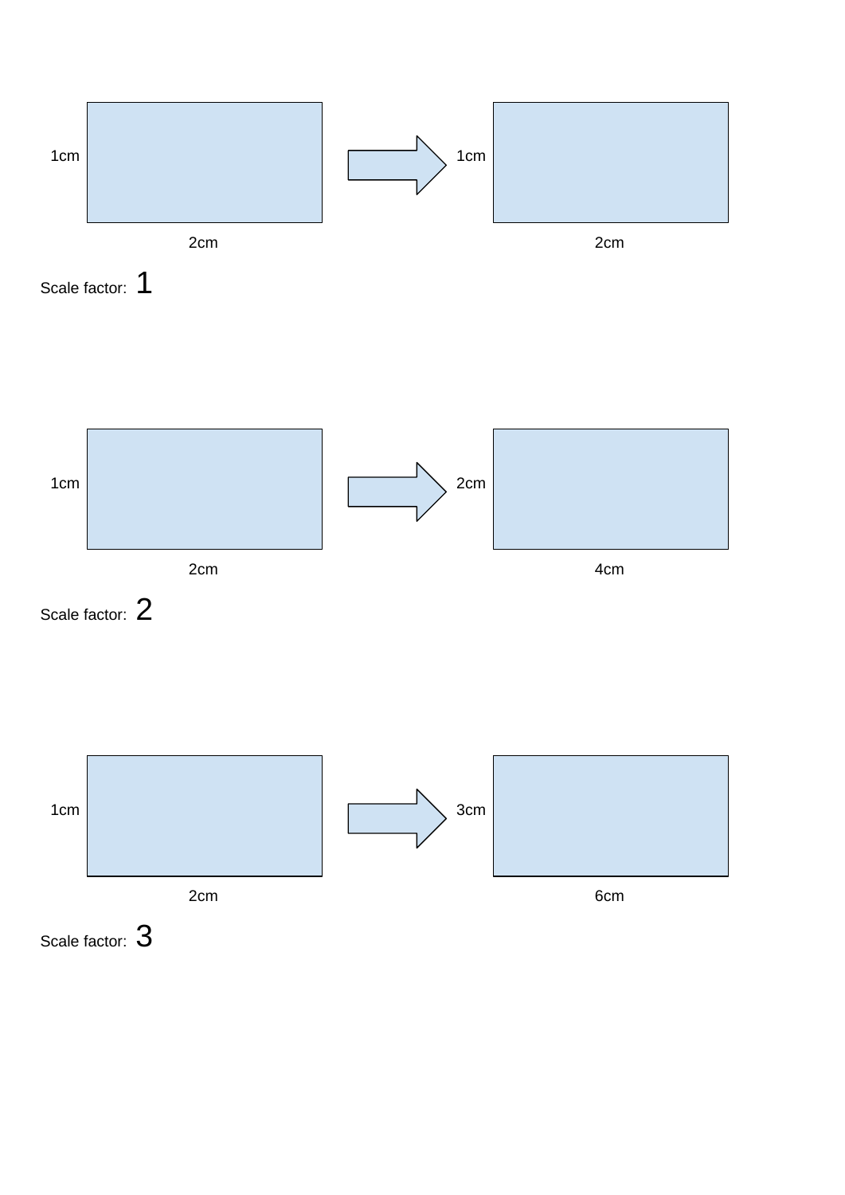1cm 2cm → 1cm 2cm

Scale factor: 1

1cm 2cm → 2cm 4cm

Scale factor: 2

1cm 2cm → 3cm 6cm

Scale factor: 3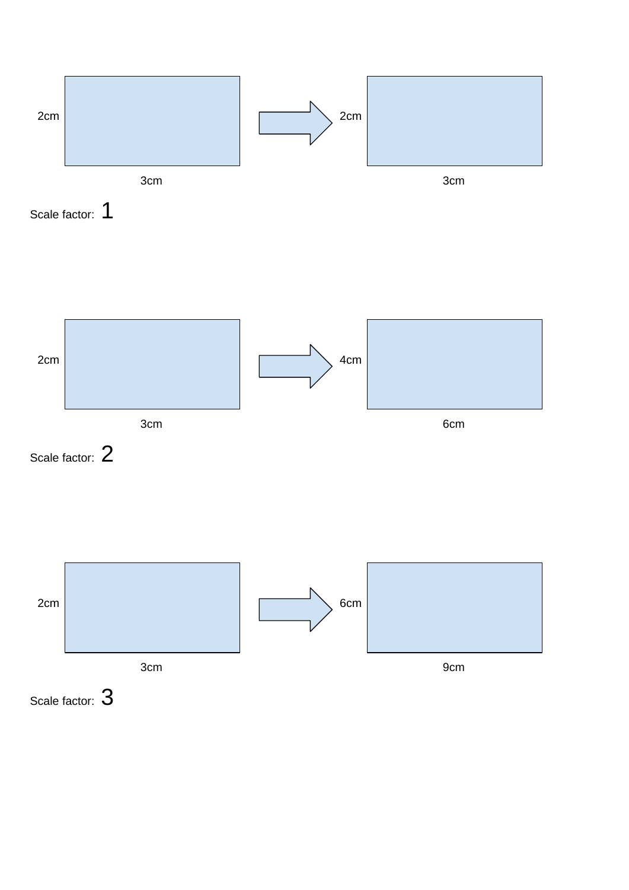2cm

3cm

2cm

3cm

Scale factor: 1

2cm

3cm

4cm

6cm

Scale factor: 2

2cm

3cm

6cm

9cm

Scale factor: 3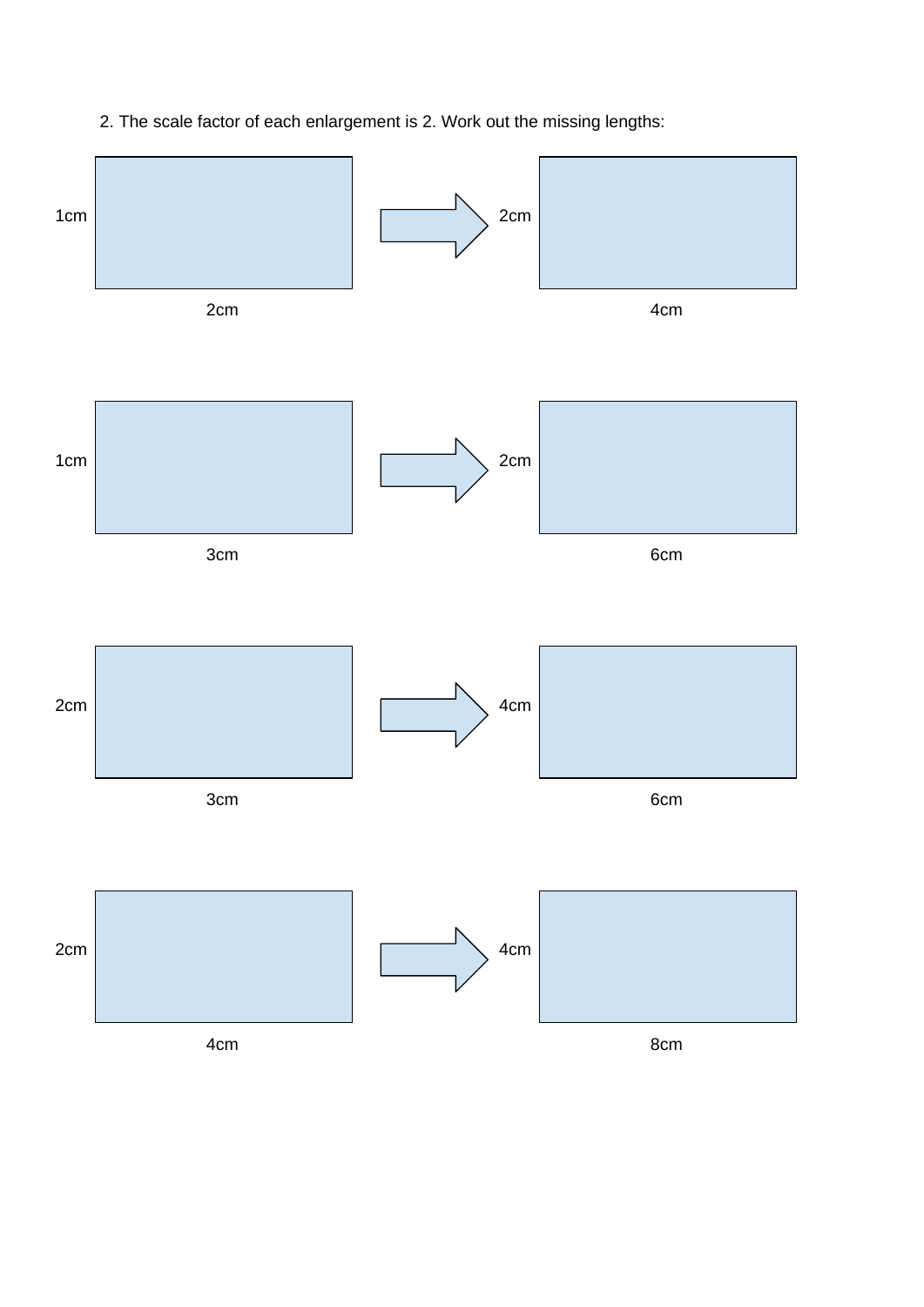2. The scale factor of each enlargement is 2. Work out the missing lengths:

1cm

2cm

2cm

4cm

1cm

3cm

2cm

6cm

2cm

3cm

4cm

6cm

2cm

4cm

4cm

8cm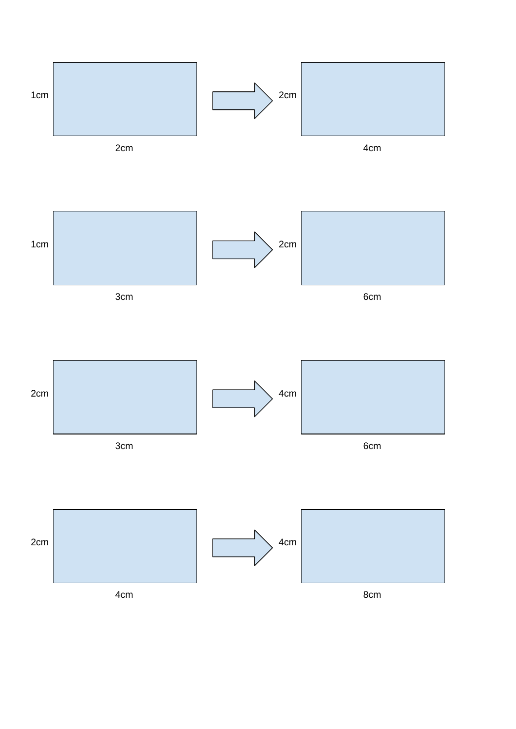1cm

2cm

2cm

4cm

1cm

3cm

2cm

6cm

2cm

3cm

4cm

6cm

2cm

4cm

4cm

8cm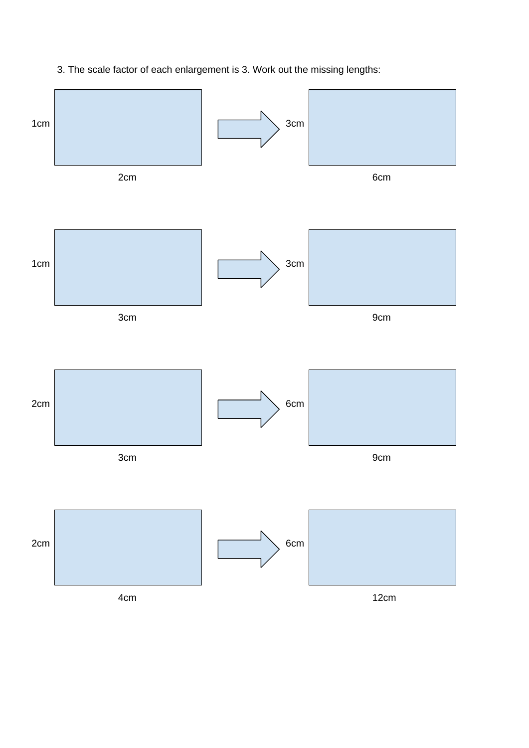3. The scale factor of each enlargement is 3. Work out the missing lengths:

| Original height | Original width | → | Enlarged height | Enlarged width |
| --- | --- | --- | --- | --- |
| 1cm | 2cm | → | 3cm | 6cm |
| 1cm | 3cm | → | 3cm | 9cm |
| 2cm | 3cm | → | 6cm | 9cm |
| 2cm | 4cm | → | 6cm | 12cm |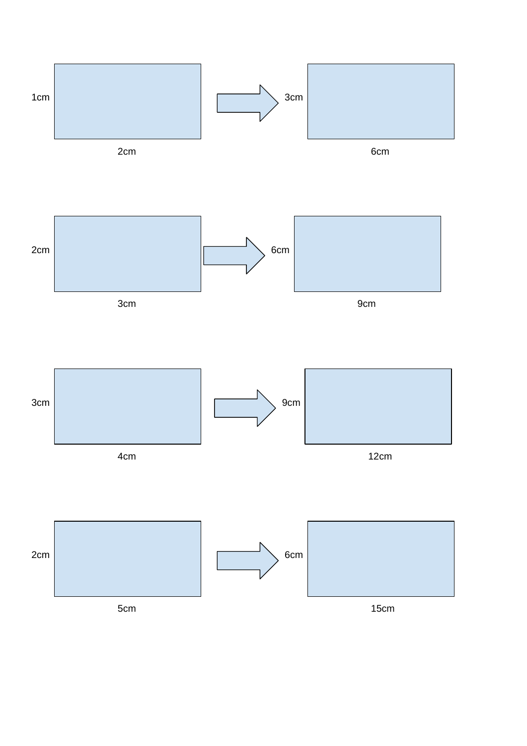1cm

2cm

3cm

6cm

2cm

3cm

6cm

9cm

3cm

4cm

9cm

12cm

2cm

5cm

6cm

15cm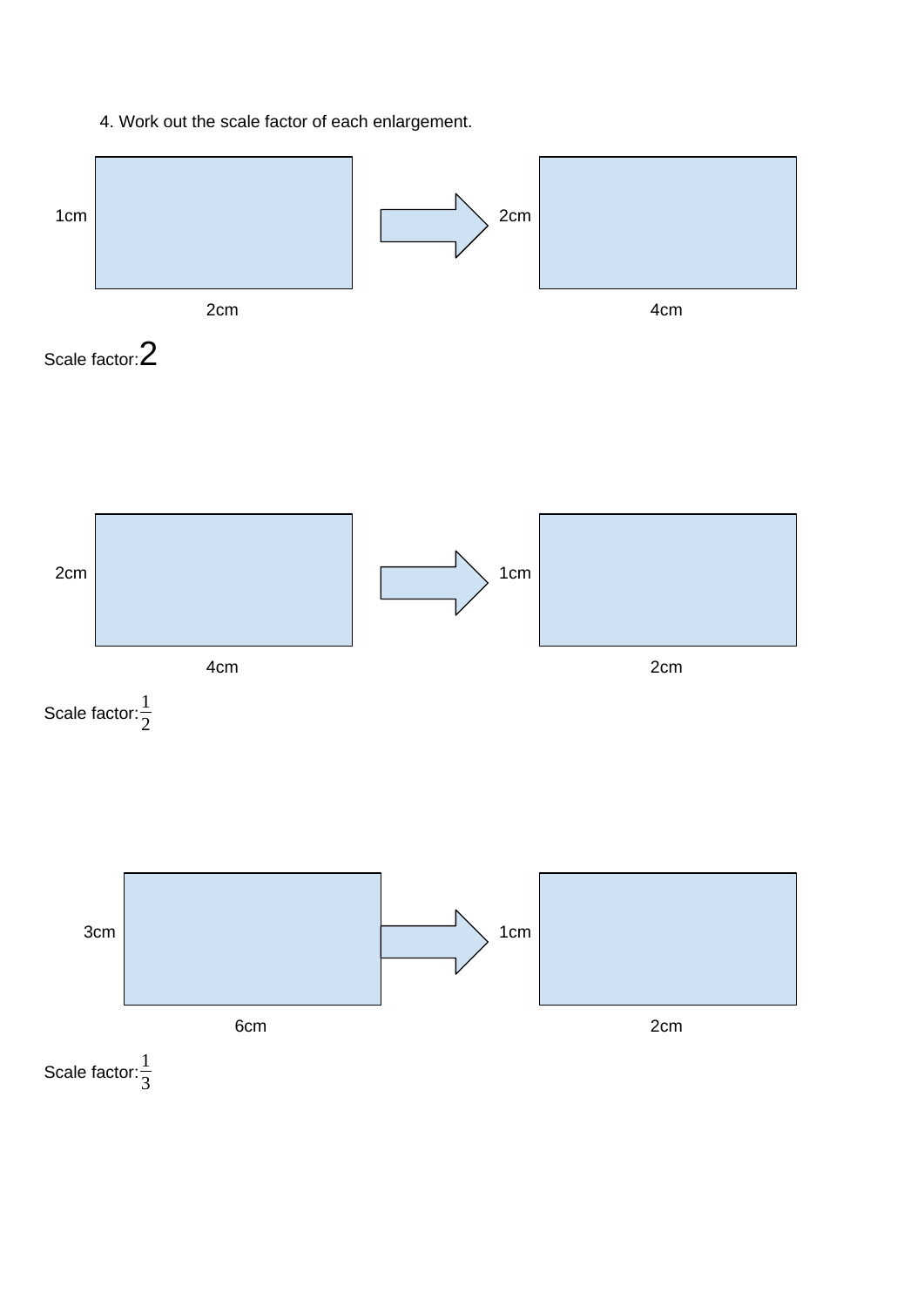4. Work out the scale factor of each enlargement.

1cm, 2cm → 2cm, 4cm

Scale factor: 2

2cm, 4cm → 1cm, 2cm

Scale factor: $\frac{1}{2}$

3cm, 6cm → 1cm, 2cm

Scale factor: $\frac{1}{3}$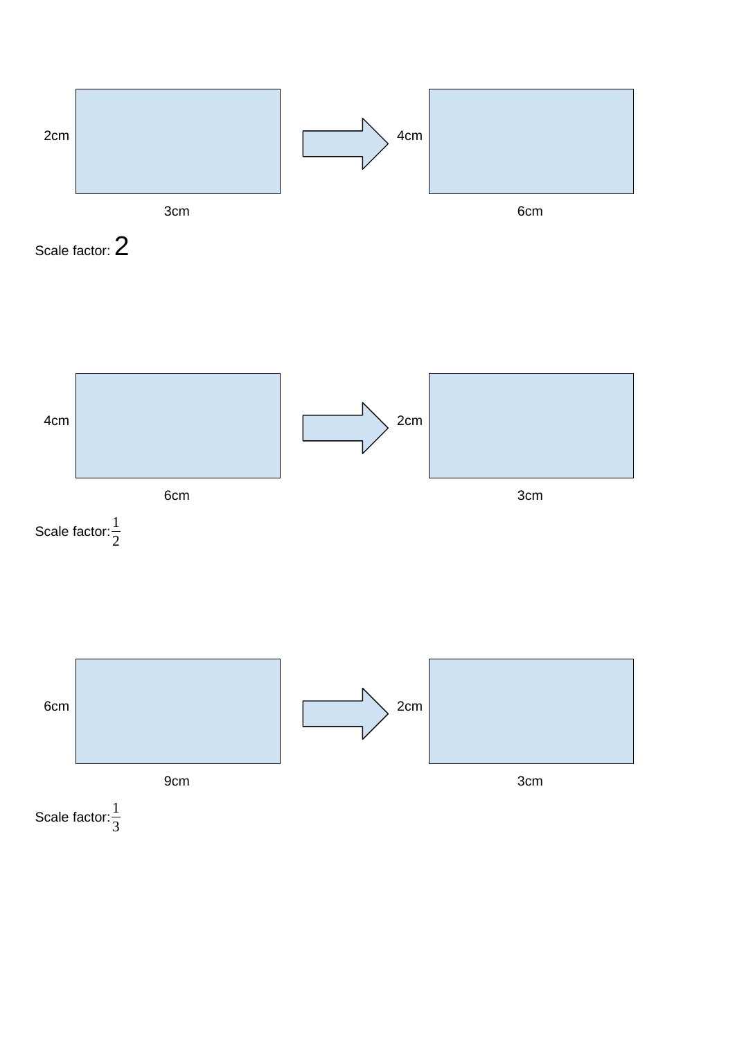2cm

3cm

4cm

6cm

Scale factor: 2

4cm

6cm

2cm

3cm

Scale factor: $\frac{1}{2}$

6cm

9cm

2cm

3cm

Scale factor: $\frac{1}{3}$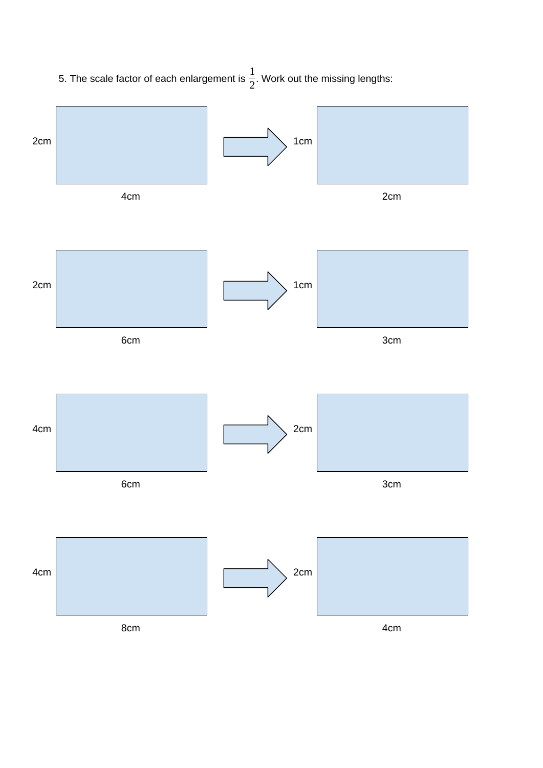5. The scale factor of each enlargement is $\frac{1}{2}$. Work out the missing lengths:

2cm, 4cm → 1cm, 2cm

2cm, 6cm → 1cm, 3cm

4cm, 6cm → 2cm, 3cm

4cm, 8cm → 2cm, 4cm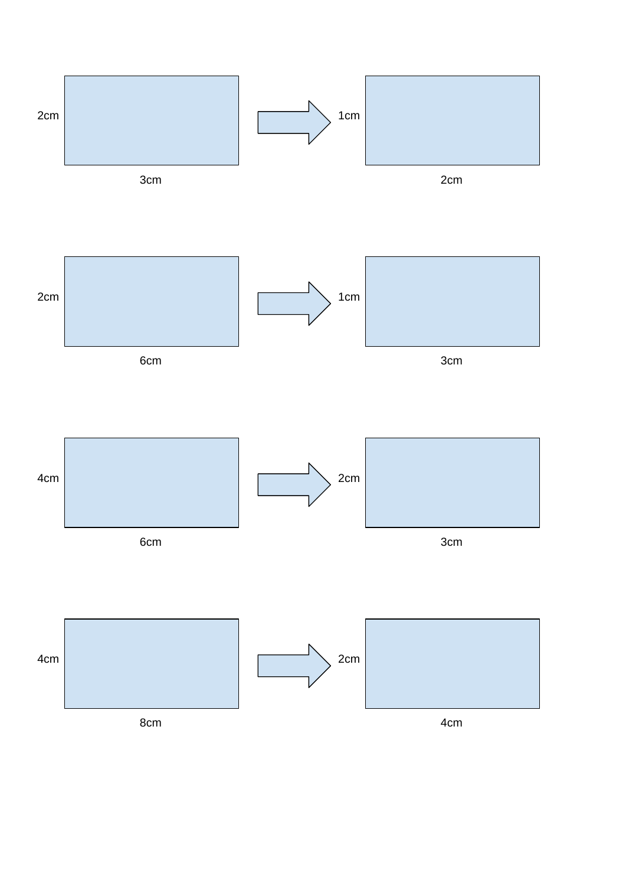2cm

3cm

1cm

2cm

2cm

6cm

1cm

3cm

4cm

6cm

2cm

3cm

4cm

8cm

2cm

4cm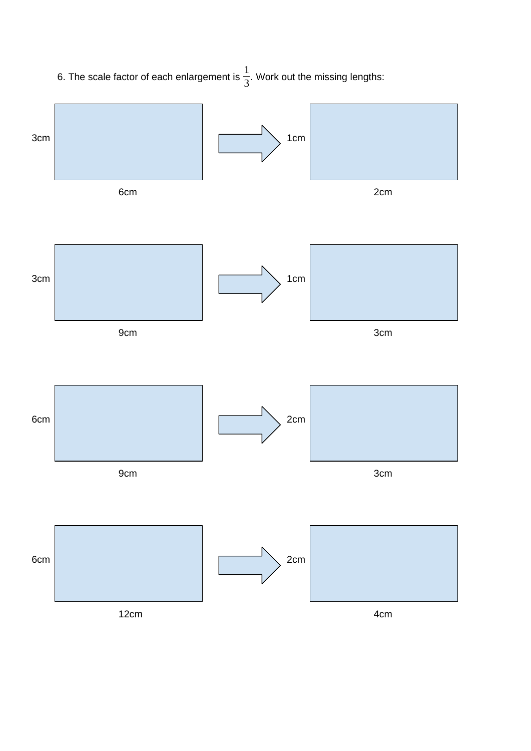6. The scale factor of each enlargement is $\frac{1}{3}$. Work out the missing lengths:

3cm, 6cm → 1cm, 2cm

3cm, 9cm → 1cm, 3cm

6cm, 9cm → 2cm, 3cm

6cm, 12cm → 2cm, 4cm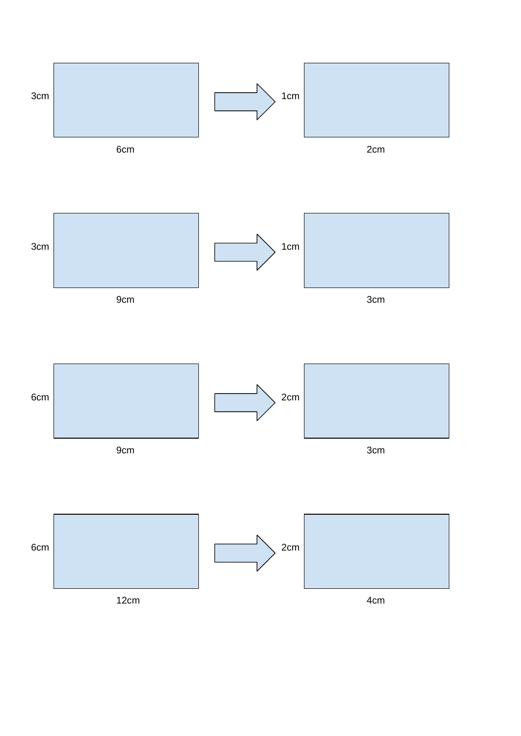3cm

6cm

1cm

2cm

3cm

9cm

1cm

3cm

6cm

9cm

2cm

3cm

6cm

12cm

2cm

4cm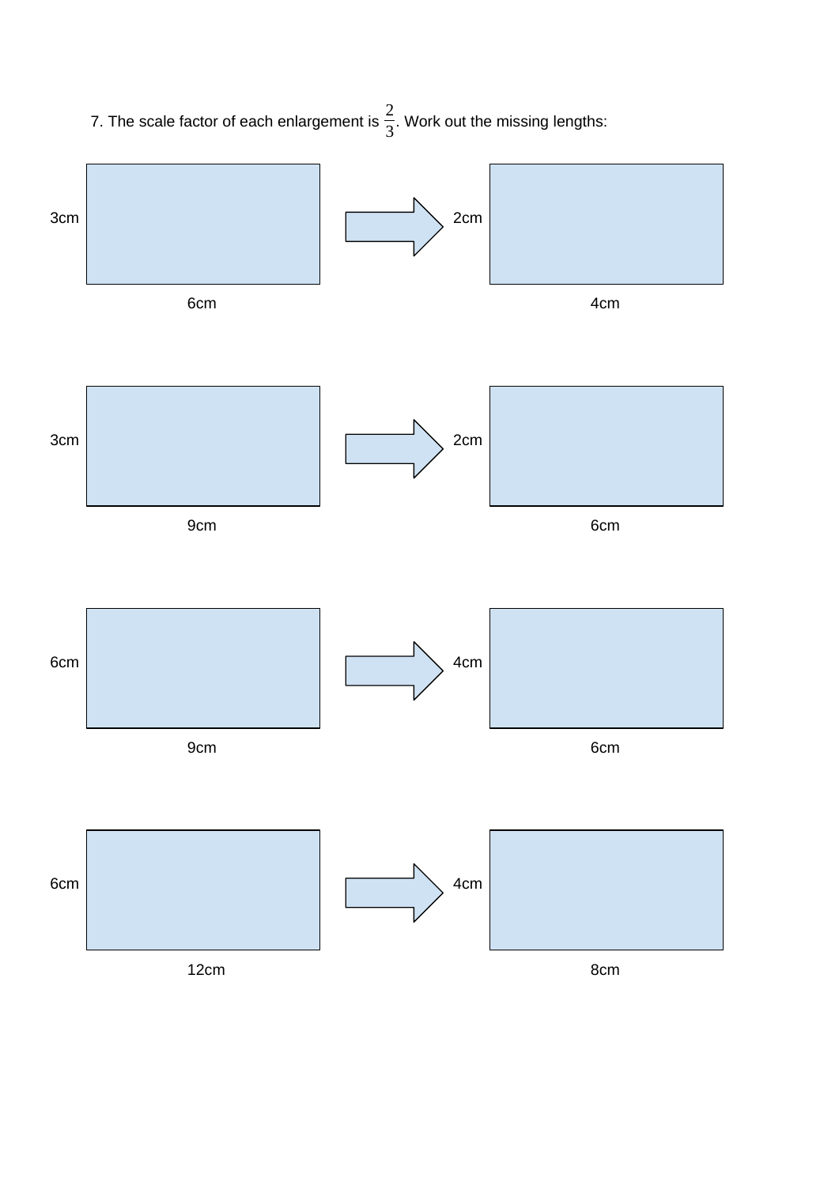7. The scale factor of each enlargement is $\frac{2}{3}$. Work out the missing lengths:

3cm, 6cm → 2cm, 4cm

3cm, 9cm → 2cm, 6cm

6cm, 9cm → 4cm, 6cm

6cm, 12cm → 4cm, 8cm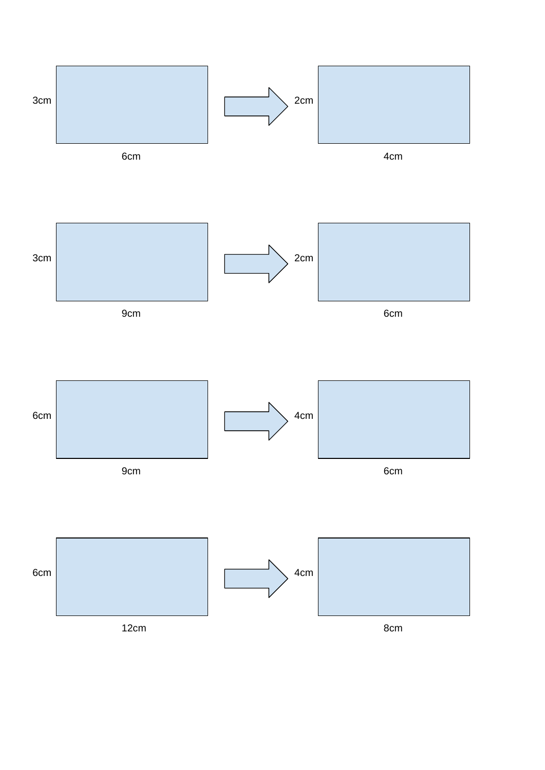3cm

6cm

2cm

4cm

3cm

9cm

2cm

6cm

6cm

9cm

4cm

6cm

6cm

12cm

4cm

8cm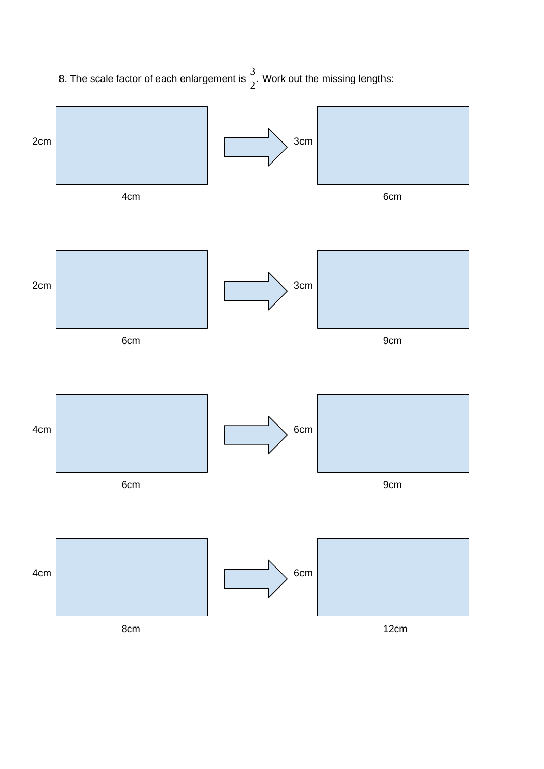8. The scale factor of each enlargement is $\frac{3}{2}$. Work out the missing lengths:

2cm, 4cm → 3cm, 6cm

2cm, 6cm → 3cm, 9cm

4cm, 6cm → 6cm, 9cm

4cm, 8cm → 6cm, 12cm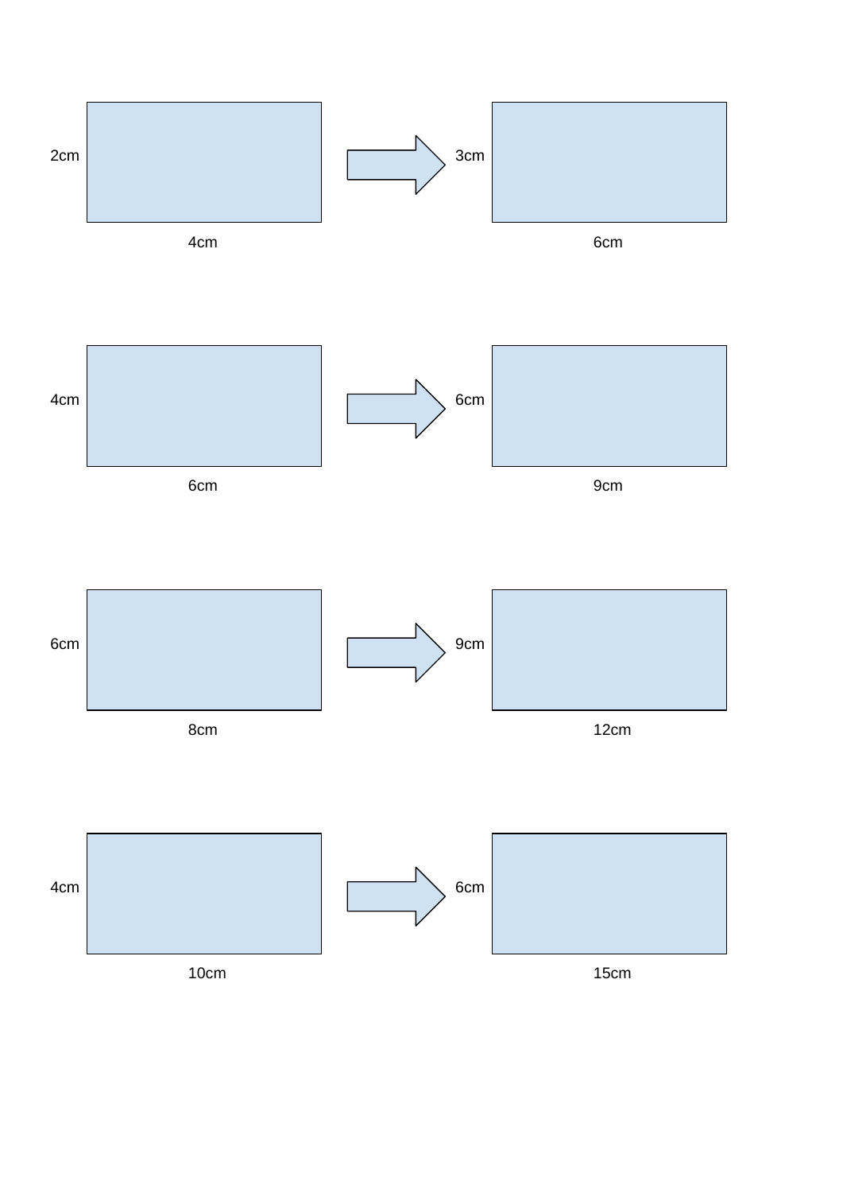2cm

4cm

3cm

6cm

4cm

6cm

6cm

9cm

6cm

8cm

9cm

12cm

4cm

10cm

6cm

15cm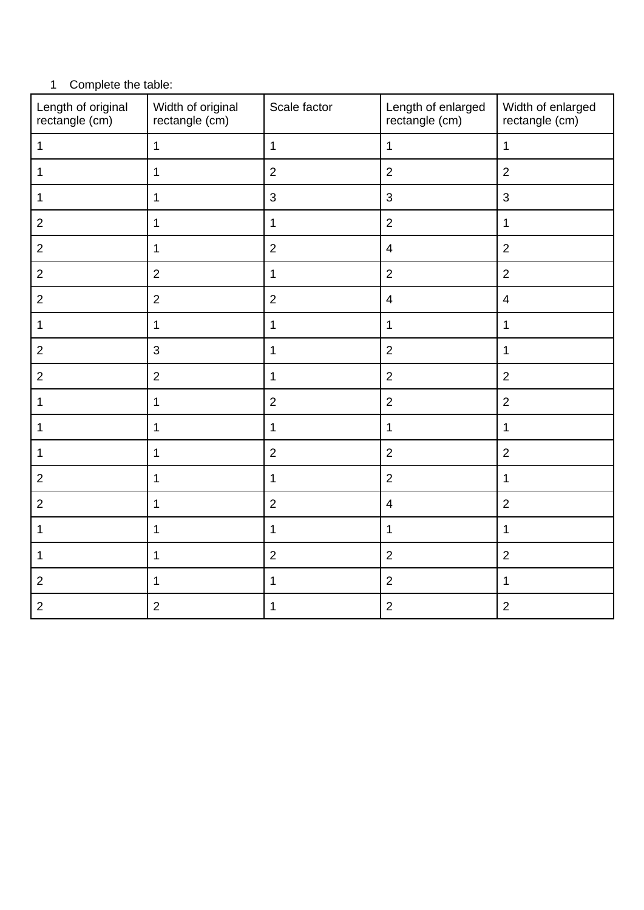1 Complete the table:

| Length of original rectangle (cm) | Width of original rectangle (cm) | Scale factor | Length of enlarged rectangle (cm) | Width of enlarged rectangle (cm) |
|---|---|---|---|---|
| 1 | 1 | 1 | 1 | 1 |
| 1 | 1 | 2 | 2 | 2 |
| 1 | 1 | 3 | 3 | 3 |
| 2 | 1 | 1 | 2 | 1 |
| 2 | 1 | 2 | 4 | 2 |
| 2 | 2 | 1 | 2 | 2 |
| 2 | 2 | 2 | 4 | 4 |
| 1 | 1 | 1 | 1 | 1 |
| 2 | 3 | 1 | 2 | 1 |
| 2 | 2 | 1 | 2 | 2 |
| 1 | 1 | 2 | 2 | 2 |
| 1 | 1 | 1 | 1 | 1 |
| 1 | 1 | 2 | 2 | 2 |
| 2 | 1 | 1 | 2 | 1 |
| 2 | 1 | 2 | 4 | 2 |
| 1 | 1 | 1 | 1 | 1 |
| 1 | 1 | 2 | 2 | 2 |
| 2 | 1 | 1 | 2 | 1 |
| 2 | 2 | 1 | 2 | 2 |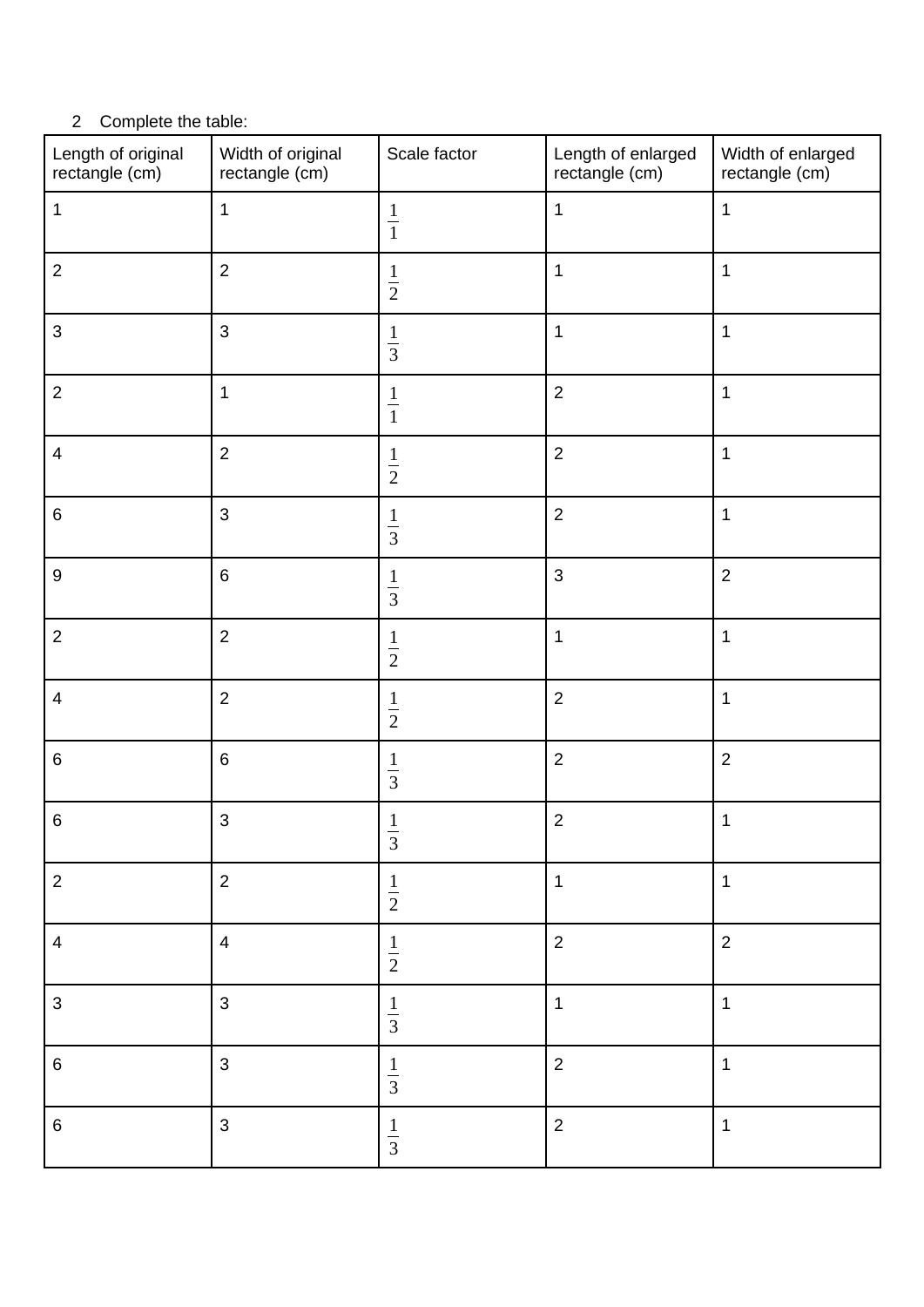2 Complete the table:

| Length of original rectangle (cm) | Width of original rectangle (cm) | Scale factor | Length of enlarged rectangle (cm) | Width of enlarged rectangle (cm) |
|---|---|---|---|---|
| 1 | 1 | $\frac{1}{1}$ | 1 | 1 |
| 2 | 2 | $\frac{1}{2}$ | 1 | 1 |
| 3 | 3 | $\frac{1}{3}$ | 1 | 1 |
| 2 | 1 | $\frac{1}{1}$ | 2 | 1 |
| 4 | 2 | $\frac{1}{2}$ | 2 | 1 |
| 6 | 3 | $\frac{1}{3}$ | 2 | 1 |
| 9 | 6 | $\frac{1}{3}$ | 3 | 2 |
| 2 | 2 | $\frac{1}{2}$ | 1 | 1 |
| 4 | 2 | $\frac{1}{2}$ | 2 | 1 |
| 6 | 6 | $\frac{1}{3}$ | 2 | 2 |
| 6 | 3 | $\frac{1}{3}$ | 2 | 1 |
| 2 | 2 | $\frac{1}{2}$ | 1 | 1 |
| 4 | 4 | $\frac{1}{2}$ | 2 | 2 |
| 3 | 3 | $\frac{1}{3}$ | 1 | 1 |
| 6 | 3 | $\frac{1}{3}$ | 2 | 1 |
| 6 | 3 | $\frac{1}{3}$ | 2 | 1 |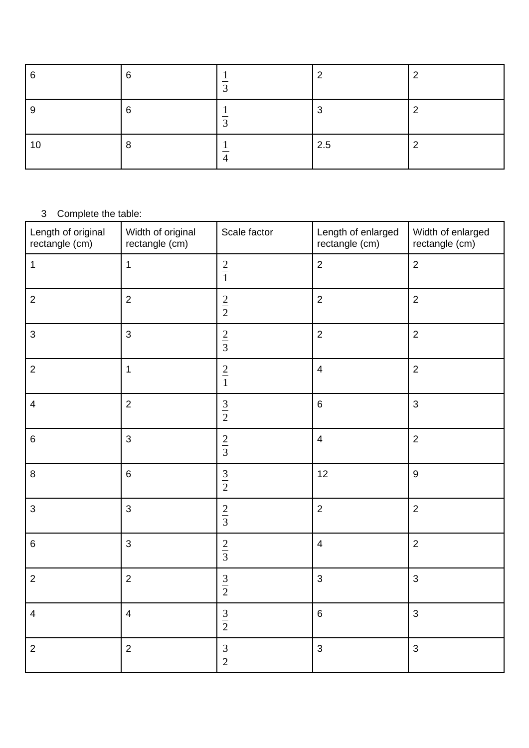| | | | | |
|---|---|---|---|---|
| 6 | 6 | $\frac{1}{3}$ | 2 | 2 |
| 9 | 6 | $\frac{1}{3}$ | 3 | 2 |
| 10 | 8 | $\frac{1}{4}$ | 2.5 | 2 |

3 Complete the table:

| Length of original rectangle (cm) | Width of original rectangle (cm) | Scale factor | Length of enlarged rectangle (cm) | Width of enlarged rectangle (cm) |
|---|---|---|---|---|
| 1 | 1 | $\frac{2}{1}$ | 2 | 2 |
| 2 | 2 | $\frac{2}{2}$ | 2 | 2 |
| 3 | 3 | $\frac{2}{3}$ | 2 | 2 |
| 2 | 1 | $\frac{2}{1}$ | 4 | 2 |
| 4 | 2 | $\frac{3}{2}$ | 6 | 3 |
| 6 | 3 | $\frac{2}{3}$ | 4 | 2 |
| 8 | 6 | $\frac{3}{2}$ | 12 | 9 |
| 3 | 3 | $\frac{2}{3}$ | 2 | 2 |
| 6 | 3 | $\frac{2}{3}$ | 4 | 2 |
| 2 | 2 | $\frac{3}{2}$ | 3 | 3 |
| 4 | 4 | $\frac{3}{2}$ | 6 | 3 |
| 2 | 2 | $\frac{3}{2}$ | 3 | 3 |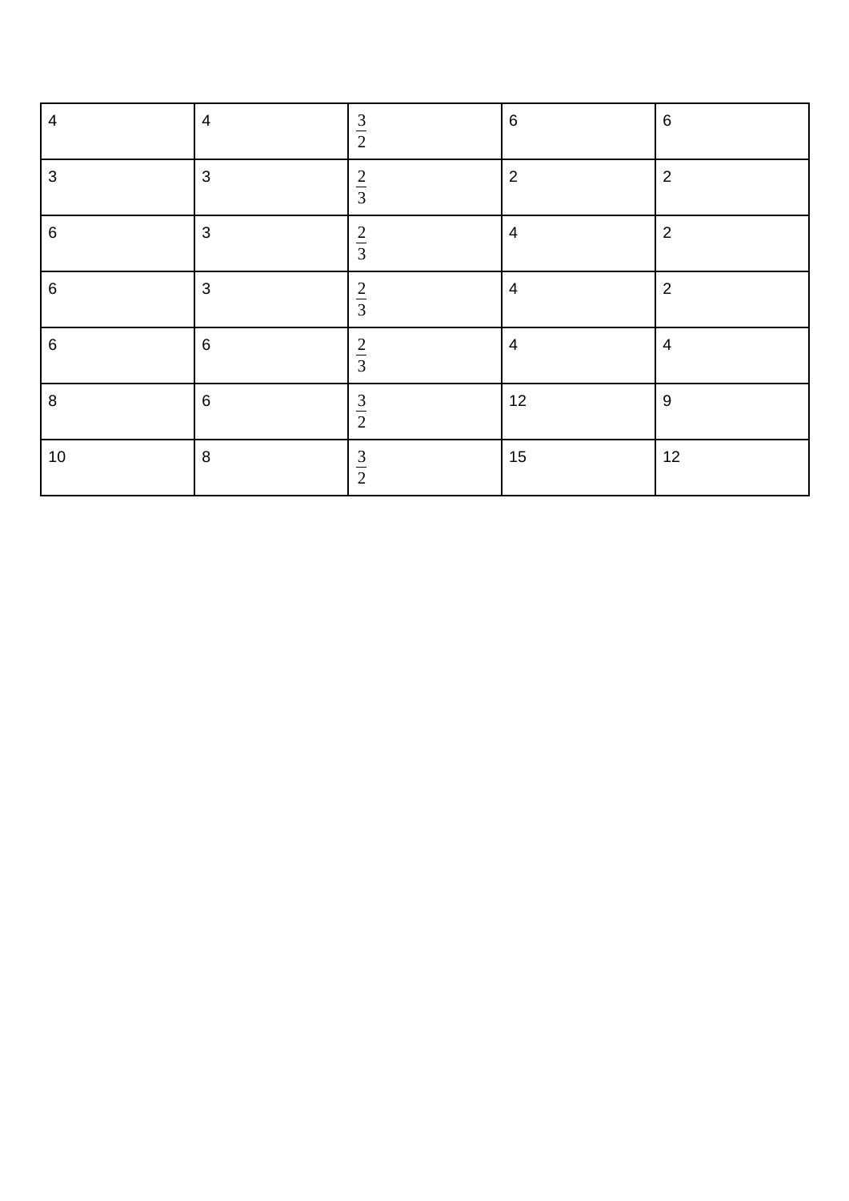| | | | | |
|---|---|---|---|---|
| 4 | 4 | $\frac{3}{2}$ | 6 | 6 |
| 3 | 3 | $\frac{2}{3}$ | 2 | 2 |
| 6 | 3 | $\frac{2}{3}$ | 4 | 2 |
| 6 | 3 | $\frac{2}{3}$ | 4 | 2 |
| 6 | 6 | $\frac{2}{3}$ | 4 | 4 |
| 8 | 6 | $\frac{3}{2}$ | 12 | 9 |
| 10 | 8 | $\frac{3}{2}$ | 15 | 12 |